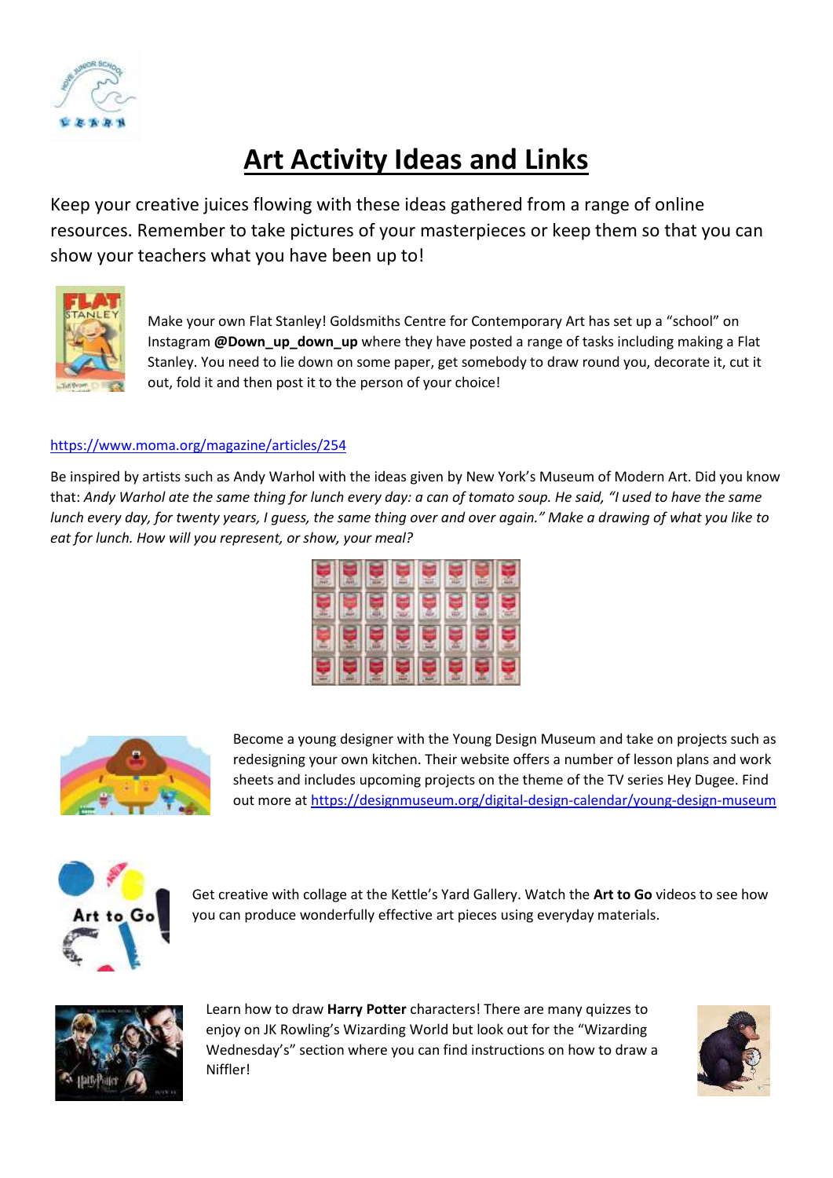# Art Activity Ideas and Links

Keep your creative juices flowing with these ideas gathered from a range of online resources. Remember to take pictures of your masterpieces or keep them so that you can show your teachers what you have been up to!

Make your own Flat Stanley! Goldsmiths Centre for Contemporary Art has set up a "school" on Instagram **@Down_up_down_up** where they have posted a range of tasks including making a Flat Stanley. You need to lie down on some paper, get somebody to draw round you, decorate it, cut it out, fold it and then post it to the person of your choice!

https://www.moma.org/magazine/articles/254

Be inspired by artists such as Andy Warhol with the ideas given by New York's Museum of Modern Art. Did you know that: *Andy Warhol ate the same thing for lunch every day: a can of tomato soup. He said, "I used to have the same lunch every day, for twenty years, I guess, the same thing over and over again." Make a drawing of what you like to eat for lunch. How will you represent, or show, your meal?*

Become a young designer with the Young Design Museum and take on projects such as redesigning your own kitchen. Their website offers a number of lesson plans and work sheets and includes upcoming projects on the theme of the TV series Hey Dugee. Find out more at https://designmuseum.org/digital-design-calendar/young-design-museum

Get creative with collage at the Kettle's Yard Gallery. Watch the **Art to Go** videos to see how you can produce wonderfully effective art pieces using everyday materials.

Learn how to draw **Harry Potter** characters! There are many quizzes to enjoy on JK Rowling's Wizarding World but look out for the "Wizarding Wednesday's" section where you can find instructions on how to draw a Niffler!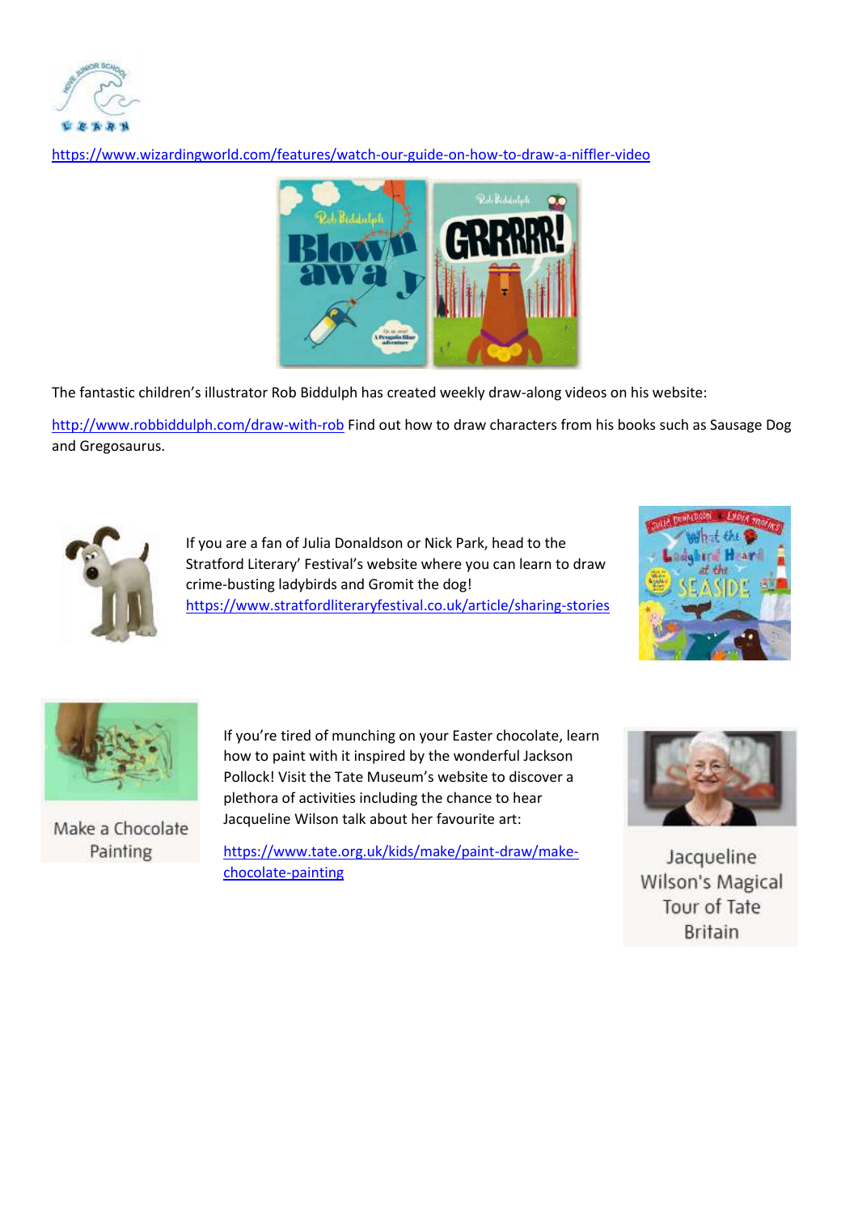https://www.wizardingworld.com/features/watch-our-guide-on-how-to-draw-a-niffler-video

The fantastic children's illustrator Rob Biddulph has created weekly draw-along videos on his website:

http://www.robbiddulph.com/draw-with-rob Find out how to draw characters from his books such as Sausage Dog and Gregosaurus.

If you are a fan of Julia Donaldson or Nick Park, head to the Stratford Literary' Festival's website where you can learn to draw crime-busting ladybirds and Gromit the dog!
https://www.stratfordliteraryfestival.co.uk/article/sharing-stories

Make a Chocolate Painting

If you're tired of munching on your Easter chocolate, learn how to paint with it inspired by the wonderful Jackson Pollock! Visit the Tate Museum's website to discover a plethora of activities including the chance to hear Jacqueline Wilson talk about her favourite art:

https://www.tate.org.uk/kids/make/paint-draw/make-chocolate-painting

Jacqueline Wilson's Magical Tour of Tate Britain